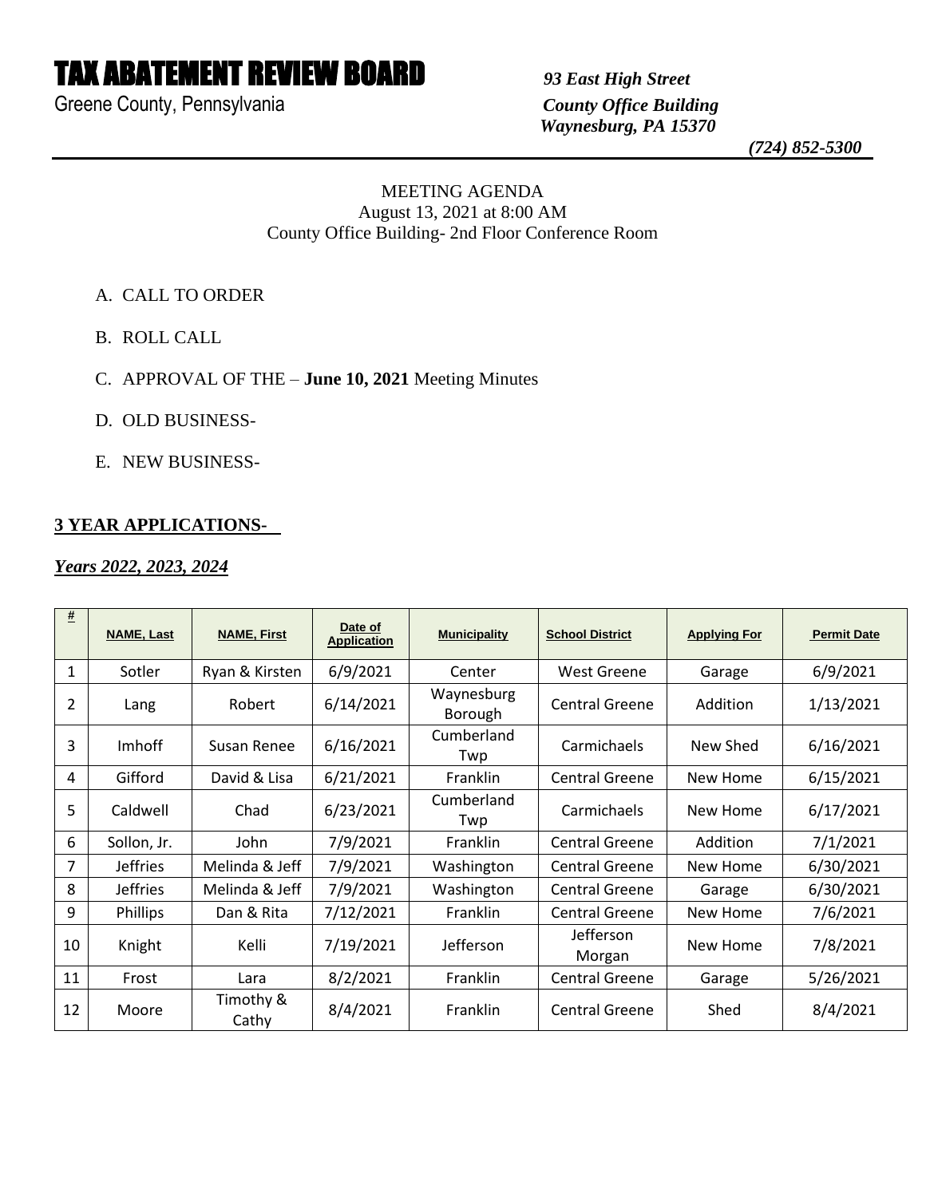# TAX ABATEMENT REVIEW BOARD

Greene County, Pennsylvania

***93 East High Street***
***County Office Building***
***Waynesburg, PA 15370***
***(724) 852-5300***

MEETING AGENDA
August 13, 2021 at 8:00 AM
County Office Building- 2nd Floor Conference Room

A. CALL TO ORDER

B. ROLL CALL

C. APPROVAL OF THE – **June 10, 2021** Meeting Minutes

D. OLD BUSINESS-

E. NEW BUSINESS-

## 3 YEAR APPLICATIONS-

***Years 2022, 2023, 2024***

| # | NAME, Last | NAME, First | Date of Application | Municipality | School District | Applying For | Permit Date |
|---|---|---|---|---|---|---|---|
| 1 | Sotler | Ryan & Kirsten | 6/9/2021 | Center | West Greene | Garage | 6/9/2021 |
| 2 | Lang | Robert | 6/14/2021 | Waynesburg Borough | Central Greene | Addition | 1/13/2021 |
| 3 | Imhoff | Susan Renee | 6/16/2021 | Cumberland Twp | Carmichaels | New Shed | 6/16/2021 |
| 4 | Gifford | David & Lisa | 6/21/2021 | Franklin | Central Greene | New Home | 6/15/2021 |
| 5 | Caldwell | Chad | 6/23/2021 | Cumberland Twp | Carmichaels | New Home | 6/17/2021 |
| 6 | Sollon, Jr. | John | 7/9/2021 | Franklin | Central Greene | Addition | 7/1/2021 |
| 7 | Jeffries | Melinda & Jeff | 7/9/2021 | Washington | Central Greene | New Home | 6/30/2021 |
| 8 | Jeffries | Melinda & Jeff | 7/9/2021 | Washington | Central Greene | Garage | 6/30/2021 |
| 9 | Phillips | Dan & Rita | 7/12/2021 | Franklin | Central Greene | New Home | 7/6/2021 |
| 10 | Knight | Kelli | 7/19/2021 | Jefferson | Jefferson Morgan | New Home | 7/8/2021 |
| 11 | Frost | Lara | 8/2/2021 | Franklin | Central Greene | Garage | 5/26/2021 |
| 12 | Moore | Timothy & Cathy | 8/4/2021 | Franklin | Central Greene | Shed | 8/4/2021 |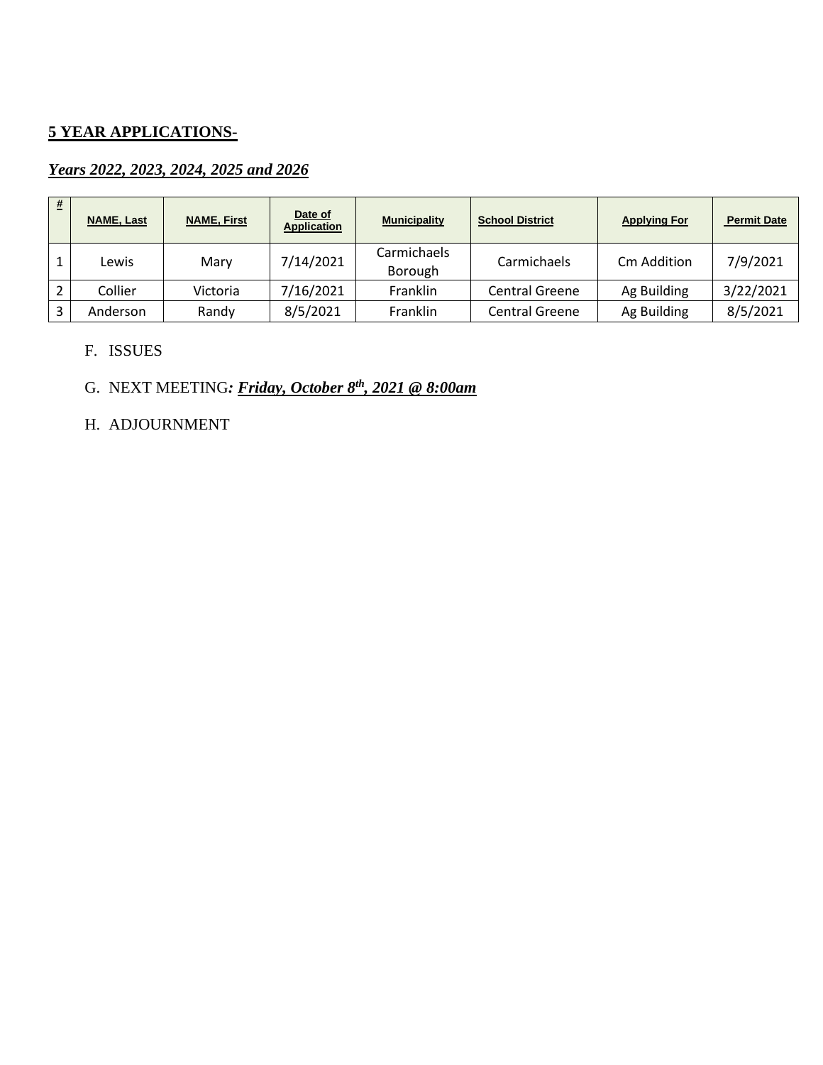**<u>5 YEAR APPLICATIONS-</u>**

***<u>Years 2022, 2023, 2024, 2025 and 2026</u>***

| # | NAME, Last | NAME, First | Date of Application | Municipality | School District | Applying For | Permit Date |
|---|---|---|---|---|---|---|---|
| 1 | Lewis | Mary | 7/14/2021 | Carmichaels Borough | Carmichaels | Cm Addition | 7/9/2021 |
| 2 | Collier | Victoria | 7/16/2021 | Franklin | Central Greene | Ag Building | 3/22/2021 |
| 3 | Anderson | Randy | 8/5/2021 | Franklin | Central Greene | Ag Building | 8/5/2021 |

F. ISSUES

G. NEXT MEETING***: <u>Friday, October 8th, 2021 @ 8:00am</u>***

H. ADJOURNMENT